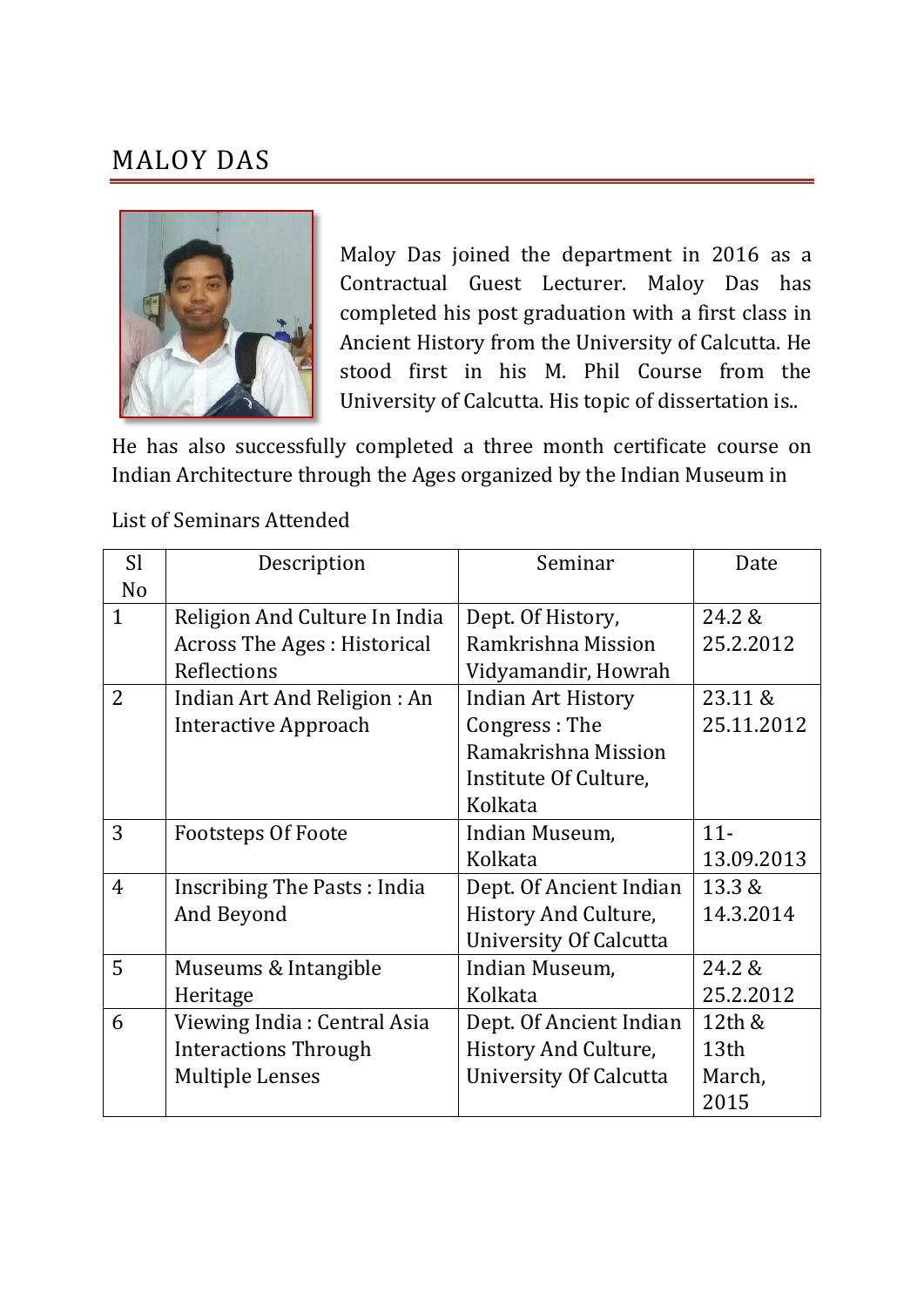# MALOY DAS

Maloy Das joined the department in 2016 as a Contractual Guest Lecturer. Maloy Das has completed his post graduation with a first class in Ancient History from the University of Calcutta. He stood first in his M. Phil Course from the University of Calcutta. His topic of dissertation is..

He has also successfully completed a three month certificate course on Indian Architecture through the Ages organized by the Indian Museum in

List of Seminars Attended

| Sl No | Description | Seminar | Date |
|---|---|---|---|
| 1 | Religion And Culture In India Across The Ages : Historical Reflections | Dept. Of History, Ramkrishna Mission Vidyamandir, Howrah | 24.2 & 25.2.2012 |
| 2 | Indian Art And Religion : An Interactive Approach | Indian Art History Congress : The Ramakrishna Mission Institute Of Culture, Kolkata | 23.11 & 25.11.2012 |
| 3 | Footsteps Of Foote | Indian Museum, Kolkata | 11-13.09.2013 |
| 4 | Inscribing The Pasts : India And Beyond | Dept. Of Ancient Indian History And Culture, University Of Calcutta | 13.3 & 14.3.2014 |
| 5 | Museums & Intangible Heritage | Indian Museum, Kolkata | 24.2 & 25.2.2012 |
| 6 | Viewing India : Central Asia Interactions Through Multiple Lenses | Dept. Of Ancient Indian History And Culture, University Of Calcutta | 12th & 13th March, 2015 |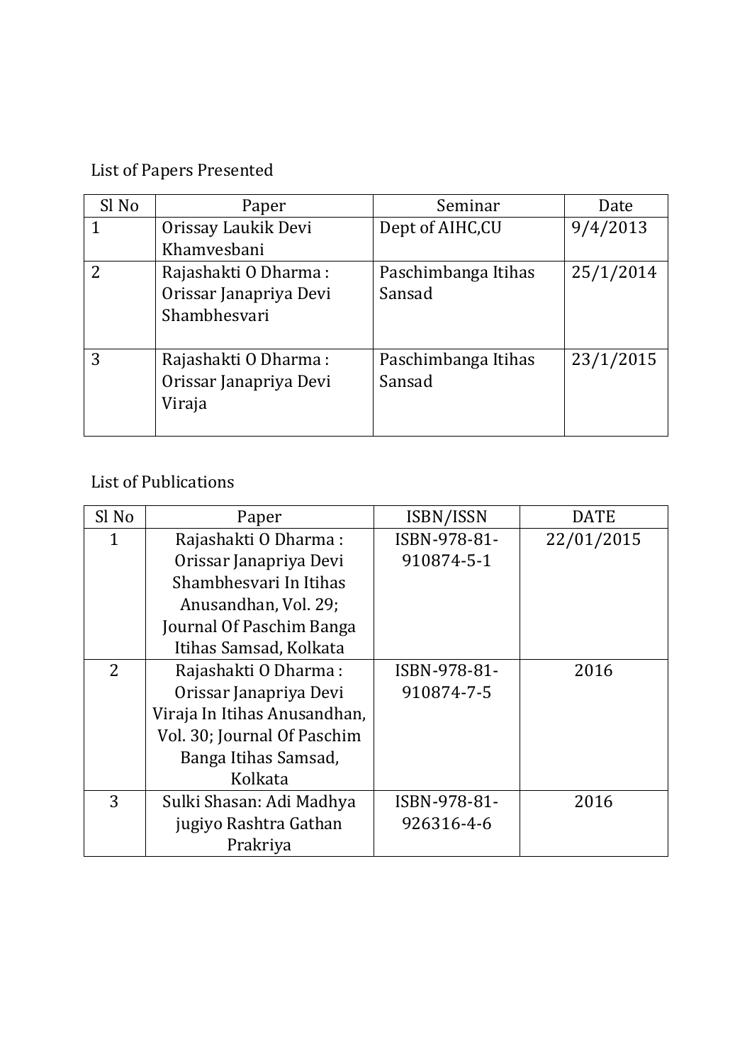List of Papers Presented

| Sl No | Paper | Seminar | Date |
|---|---|---|---|
| 1 | Orissay Laukik Devi Khamvesbani | Dept of AIHC,CU | 9/4/2013 |
| 2 | Rajashakti O Dharma : Orissar Janapriya Devi Shambhesvari | Paschimbanga Itihas Sansad | 25/1/2014 |
| 3 | Rajashakti O Dharma : Orissar Janapriya Devi Viraja | Paschimbanga Itihas Sansad | 23/1/2015 |

List of Publications

| Sl No | Paper | ISBN/ISSN | DATE |
|---|---|---|---|
| 1 | Rajashakti O Dharma : Orissar Janapriya Devi Shambhesvari In Itihas Anusandhan, Vol. 29; Journal Of Paschim Banga Itihas Samsad, Kolkata | ISBN-978-81-910874-5-1 | 22/01/2015 |
| 2 | Rajashakti O Dharma : Orissar Janapriya Devi Viraja In Itihas Anusandhan, Vol. 30; Journal Of Paschim Banga Itihas Samsad, Kolkata | ISBN-978-81-910874-7-5 | 2016 |
| 3 | Sulki Shasan: Adi Madhya jugiyo Rashtra Gathan Prakriya | ISBN-978-81-926316-4-6 | 2016 |